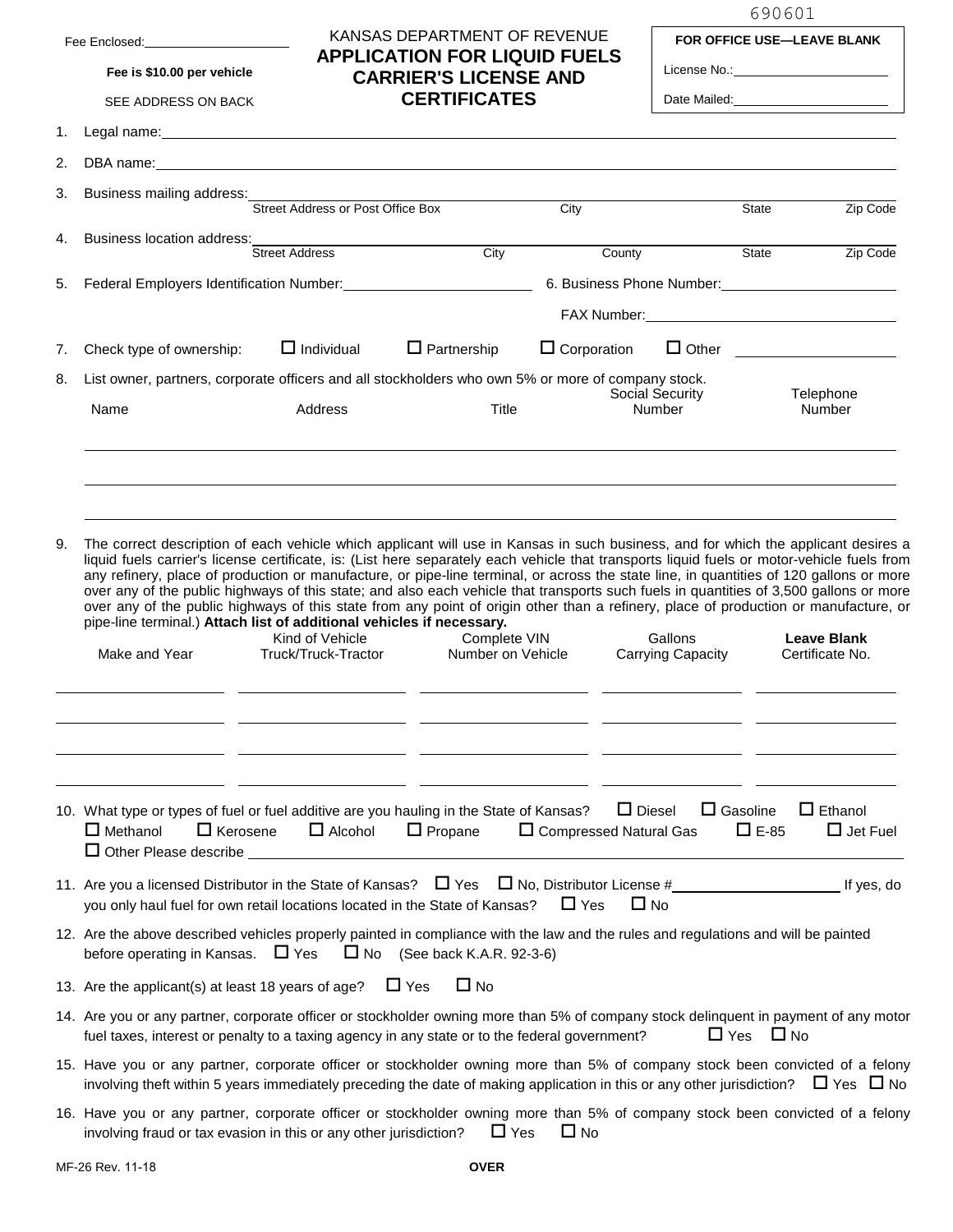690601

Fee Enclosed:\_\_\_\_\_\_\_\_\_\_\_\_\_\_\_\_

**Fee is $10.00 per vehicle**

SEE ADDRESS ON BACK

KANSAS DEPARTMENT OF REVENUE

# APPLICATION FOR LIQUID FUELS CARRIER'S LICENSE AND CERTIFICATES

**FOR OFFICE USE—LEAVE BLANK**

License No.:\_\_\_\_\_\_\_\_\_\_\_\_\_\_\_\_

Date Mailed:\_\_\_\_\_\_\_\_\_\_\_\_\_\_\_\_

1. Legal name:\_\_\_\_\_\_\_\_\_\_\_\_\_\_\_\_
2. DBA name:\_\_\_\_\_\_\_\_\_\_\_\_\_\_\_\_
3. Business mailing address: \_\_\_\_\_\_\_\_ Street Address or Post Office Box \_\_\_\_\_\_\_\_ City \_\_\_\_\_\_\_\_ State \_\_\_\_\_\_\_\_ Zip Code
4. Business location address: \_\_\_\_\_\_\_\_ Street Address \_\_\_\_\_\_\_\_ City \_\_\_\_\_\_\_\_ County \_\_\_\_\_\_\_\_ State \_\_\_\_\_\_\_\_ Zip Code
5. Federal Employers Identification Number:\_\_\_\_\_\_\_\_\_\_\_\_\_\_\_\_ 6. Business Phone Number:\_\_\_\_\_\_\_\_\_\_\_\_\_\_\_\_

   FAX Number:\_\_\_\_\_\_\_\_\_\_\_\_\_\_\_\_

7. Check type of ownership: ☐ Individual ☐ Partnership ☐ Corporation ☐ Other \_\_\_\_\_\_\_\_\_\_\_\_\_\_\_\_
8. List owner, partners, corporate officers and all stockholders who own 5% or more of company stock.

| Name | Address | Title | Social Security Number | Telephone Number |
|---|---|---|---|---|
| | | | | |
| | | | | |
| | | | | |

9. The correct description of each vehicle which applicant will use in Kansas in such business, and for which the applicant desires a liquid fuels carrier's license certificate, is: (List here separately each vehicle that transports liquid fuels or motor-vehicle fuels from any refinery, place of production or manufacture, or pipe-line terminal, or across the state line, in quantities of 120 gallons or more over any of the public highways of this state; and also each vehicle that transports such fuels in quantities of 3,500 gallons or more over any of the public highways of this state from any point of origin other than a refinery, place of production or manufacture, or pipe-line terminal.) **Attach list of additional vehicles if necessary.**

| Make and Year | Kind of Vehicle Truck/Truck-Tractor | Complete VIN Number on Vehicle | Gallons Carrying Capacity | **Leave Blank** Certificate No. |
|---|---|---|---|---|
| | | | | |
| | | | | |
| | | | | |
| | | | | |

10. What type or types of fuel or fuel additive are you hauling in the State of Kansas? ☐ Diesel ☐ Gasoline ☐ Ethanol ☐ Methanol ☐ Kerosene ☐ Alcohol ☐ Propane ☐ Compressed Natural Gas ☐ E-85 ☐ Jet Fuel ☐ Other Please describe \_\_\_\_\_\_\_\_\_\_\_\_\_\_\_\_
11. Are you a licensed Distributor in the State of Kansas? ☐ Yes ☐ No, Distributor License #\_\_\_\_\_\_\_\_\_\_\_\_\_\_\_\_ If yes, do you only haul fuel for own retail locations located in the State of Kansas? ☐ Yes ☐ No
12. Are the above described vehicles properly painted in compliance with the law and the rules and regulations and will be painted before operating in Kansas. ☐ Yes ☐ No (See back K.A.R. 92-3-6)
13. Are the applicant(s) at least 18 years of age? ☐ Yes ☐ No
14. Are you or any partner, corporate officer or stockholder owning more than 5% of company stock delinquent in payment of any motor fuel taxes, interest or penalty to a taxing agency in any state or to the federal government? ☐ Yes ☐ No
15. Have you or any partner, corporate officer or stockholder owning more than 5% of company stock been convicted of a felony involving theft within 5 years immediately preceding the date of making application in this or any other jurisdiction? ☐ Yes ☐ No
16. Have you or any partner, corporate officer or stockholder owning more than 5% of company stock been convicted of a felony involving fraud or tax evasion in this or any other jurisdiction? ☐ Yes ☐ No

MF-26 Rev. 11-18

**OVER**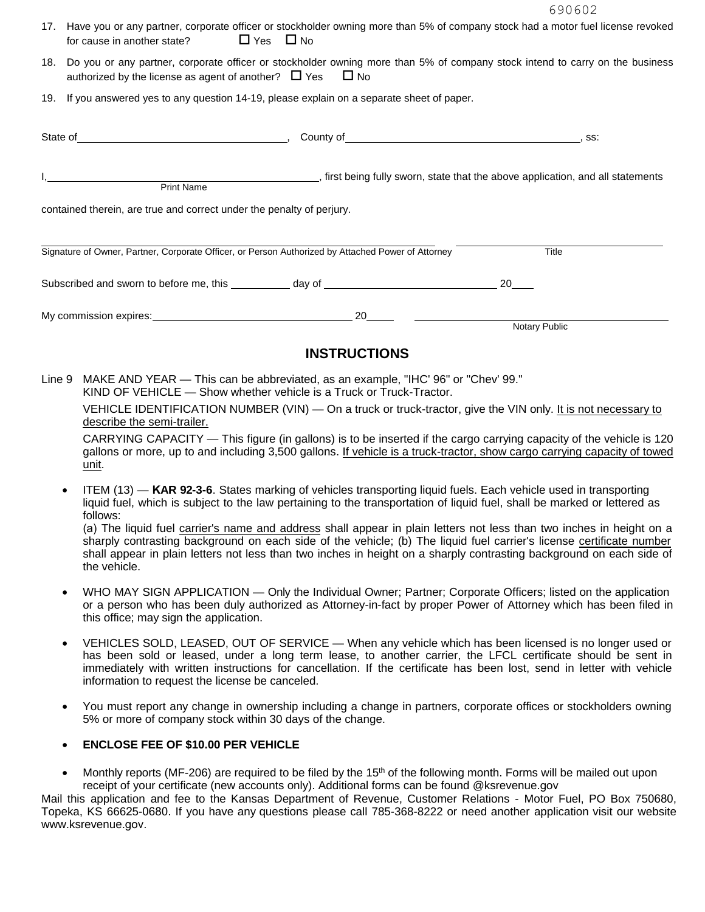17. Have you or any partner, corporate officer or stockholder owning more than 5% of company stock had a motor fuel license revoked for cause in another state? ☐ Yes ☐ No

18. Do you or any partner, corporate officer or stockholder owning more than 5% of company stock intend to carry on the business authorized by the license as agent of another? ☐ Yes ☐ No

19. If you answered yes to any question 14-19, please explain on a separate sheet of paper.

State of ______________________________, County of ______________________________, ss:

I, ______________________________ (Print Name), first being fully sworn, state that the above application, and all statements contained therein, are true and correct under the penalty of perjury.

______________________________
Signature of Owner, Partner, Corporate Officer, or Person Authorized by Attached Power of Attorney

______________________________
Title

Subscribed and sworn to before me, this __________ day of ______________________________ 20____

My commission expires: ______________________________ 20_____

______________________________
Notary Public

## INSTRUCTIONS

Line 9 MAKE AND YEAR — This can be abbreviated, as an example, "IHC' 96" or "Chev' 99."
KIND OF VEHICLE — Show whether vehicle is a Truck or Truck-Tractor.
VEHICLE IDENTIFICATION NUMBER (VIN) — On a truck or truck-tractor, give the VIN only. It is not necessary to describe the semi-trailer.
CARRYING CAPACITY — This figure (in gallons) is to be inserted if the cargo carrying capacity of the vehicle is 120 gallons or more, up to and including 3,500 gallons. If vehicle is a truck-tractor, show cargo carrying capacity of towed unit.

- ITEM (13) — **KAR 92-3-6**. States marking of vehicles transporting liquid fuels. Each vehicle used in transporting liquid fuel, which is subject to the law pertaining to the transportation of liquid fuel, shall be marked or lettered as follows:
  (a) The liquid fuel carrier's name and address shall appear in plain letters not less than two inches in height on a sharply contrasting background on each side of the vehicle; (b) The liquid fuel carrier's license certificate number shall appear in plain letters not less than two inches in height on a sharply contrasting background on each side of the vehicle.

- WHO MAY SIGN APPLICATION — Only the Individual Owner; Partner; Corporate Officers; listed on the application or a person who has been duly authorized as Attorney-in-fact by proper Power of Attorney which has been filed in this office; may sign the application.

- VEHICLES SOLD, LEASED, OUT OF SERVICE — When any vehicle which has been licensed is no longer used or has been sold or leased, under a long term lease, to another carrier, the LFCL certificate should be sent in immediately with written instructions for cancellation. If the certificate has been lost, send in letter with vehicle information to request the license be canceled.

- You must report any change in ownership including a change in partners, corporate offices or stockholders owning 5% or more of company stock within 30 days of the change.

- **ENCLOSE FEE OF $10.00 PER VEHICLE**

- Monthly reports (MF-206) are required to be filed by the 15th of the following month. Forms will be mailed out upon receipt of your certificate (new accounts only). Additional forms can be found @ksrevenue.gov

Mail this application and fee to the Kansas Department of Revenue, Customer Relations - Motor Fuel, PO Box 750680, Topeka, KS 66625-0680. If you have any questions please call 785-368-8222 or need another application visit our website www.ksrevenue.gov.